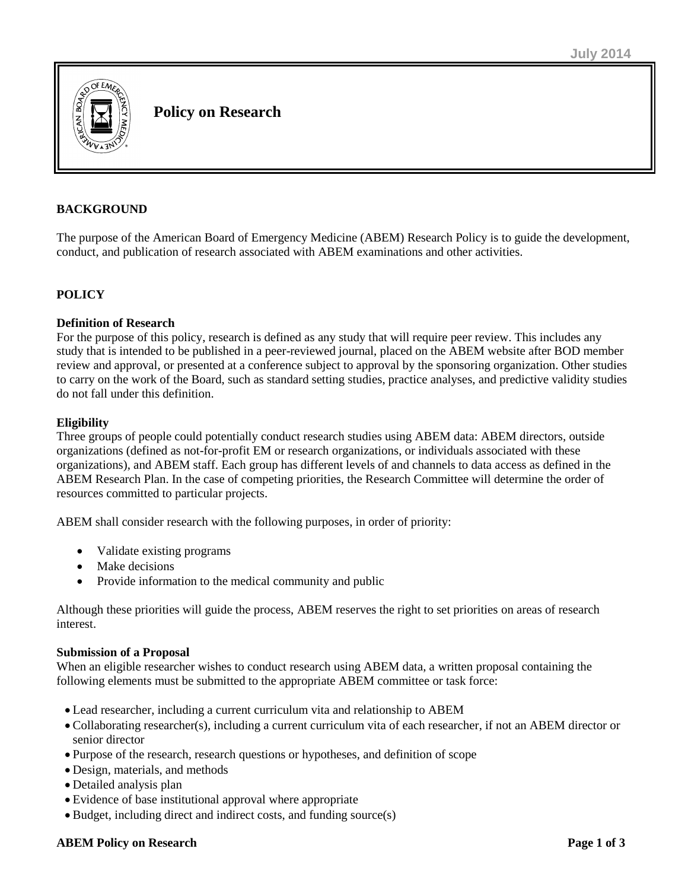July 2014

# Policy on Research

## BACKGROUND

The purpose of the American Board of Emergency Medicine (ABEM) Research Policy is to guide the development, conduct, and publication of research associated with ABEM examinations and other activities.

## POLICY

### Definition of Research

For the purpose of this policy, research is defined as any study that will require peer review. This includes any study that is intended to be published in a peer-reviewed journal, placed on the ABEM website after BOD member review and approval, or presented at a conference subject to approval by the sponsoring organization. Other studies to carry on the work of the Board, such as standard setting studies, practice analyses, and predictive validity studies do not fall under this definition.

### Eligibility

Three groups of people could potentially conduct research studies using ABEM data: ABEM directors, outside organizations (defined as not-for-profit EM or research organizations, or individuals associated with these organizations), and ABEM staff. Each group has different levels of and channels to data access as defined in the ABEM Research Plan. In the case of competing priorities, the Research Committee will determine the order of resources committed to particular projects.

ABEM shall consider research with the following purposes, in order of priority:

- Validate existing programs
- Make decisions
- Provide information to the medical community and public

Although these priorities will guide the process, ABEM reserves the right to set priorities on areas of research interest.

### Submission of a Proposal

When an eligible researcher wishes to conduct research using ABEM data, a written proposal containing the following elements must be submitted to the appropriate ABEM committee or task force:

- Lead researcher, including a current curriculum vita and relationship to ABEM
- Collaborating researcher(s), including a current curriculum vita of each researcher, if not an ABEM director or senior director
- Purpose of the research, research questions or hypotheses, and definition of scope
- Design, materials, and methods
- Detailed analysis plan
- Evidence of base institutional approval where appropriate
- Budget, including direct and indirect costs, and funding source(s)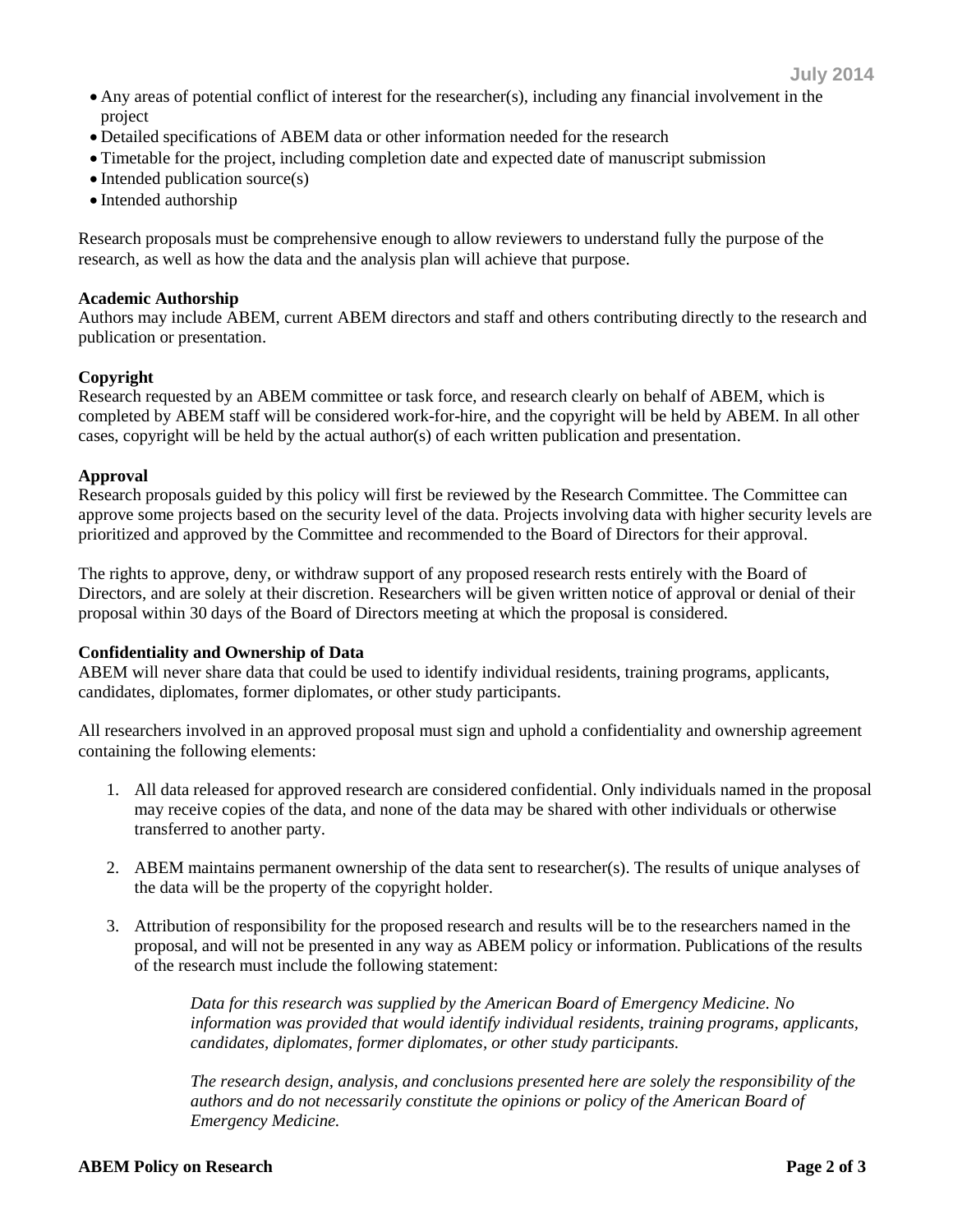- Any areas of potential conflict of interest for the researcher(s), including any financial involvement in the project
- Detailed specifications of ABEM data or other information needed for the research
- Timetable for the project, including completion date and expected date of manuscript submission
- Intended publication source(s)
- Intended authorship

Research proposals must be comprehensive enough to allow reviewers to understand fully the purpose of the research, as well as how the data and the analysis plan will achieve that purpose.

**Academic Authorship**
Authors may include ABEM, current ABEM directors and staff and others contributing directly to the research and publication or presentation.

**Copyright**
Research requested by an ABEM committee or task force, and research clearly on behalf of ABEM, which is completed by ABEM staff will be considered work-for-hire, and the copyright will be held by ABEM. In all other cases, copyright will be held by the actual author(s) of each written publication and presentation.

**Approval**
Research proposals guided by this policy will first be reviewed by the Research Committee. The Committee can approve some projects based on the security level of the data. Projects involving data with higher security levels are prioritized and approved by the Committee and recommended to the Board of Directors for their approval.

The rights to approve, deny, or withdraw support of any proposed research rests entirely with the Board of Directors, and are solely at their discretion. Researchers will be given written notice of approval or denial of their proposal within 30 days of the Board of Directors meeting at which the proposal is considered.

**Confidentiality and Ownership of Data**
ABEM will never share data that could be used to identify individual residents, training programs, applicants, candidates, diplomates, former diplomates, or other study participants.

All researchers involved in an approved proposal must sign and uphold a confidentiality and ownership agreement containing the following elements:

1. All data released for approved research are considered confidential. Only individuals named in the proposal may receive copies of the data, and none of the data may be shared with other individuals or otherwise transferred to another party.

2. ABEM maintains permanent ownership of the data sent to researcher(s). The results of unique analyses of the data will be the property of the copyright holder.

3. Attribution of responsibility for the proposed research and results will be to the researchers named in the proposal, and will not be presented in any way as ABEM policy or information. Publications of the results of the research must include the following statement:

    *Data for this research was supplied by the American Board of Emergency Medicine. No information was provided that would identify individual residents, training programs, applicants, candidates, diplomates, former diplomates, or other study participants.*

    *The research design, analysis, and conclusions presented here are solely the responsibility of the authors and do not necessarily constitute the opinions or policy of the American Board of Emergency Medicine.*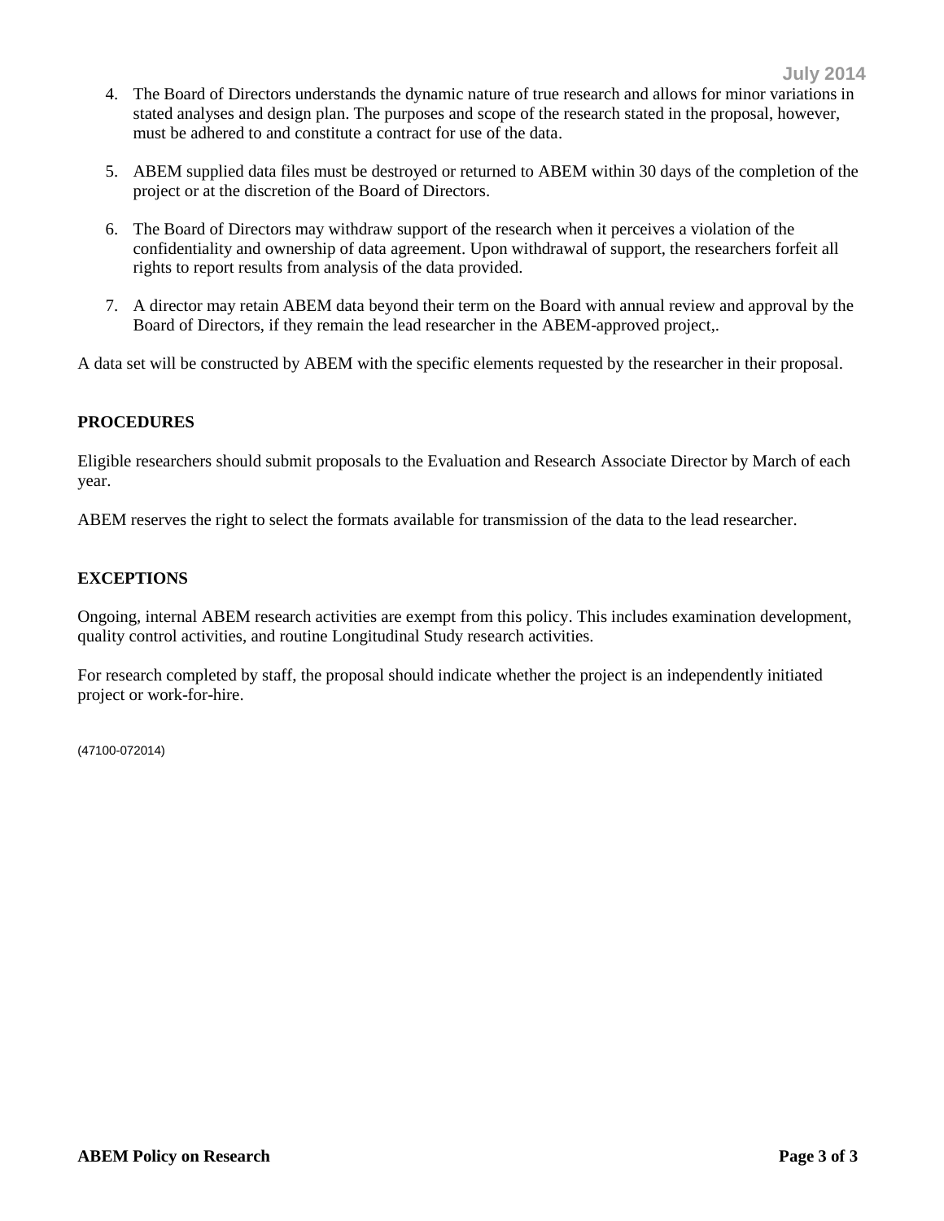4. The Board of Directors understands the dynamic nature of true research and allows for minor variations in stated analyses and design plan. The purposes and scope of the research stated in the proposal, however, must be adhered to and constitute a contract for use of the data.

5. ABEM supplied data files must be destroyed or returned to ABEM within 30 days of the completion of the project or at the discretion of the Board of Directors.

6. The Board of Directors may withdraw support of the research when it perceives a violation of the confidentiality and ownership of data agreement. Upon withdrawal of support, the researchers forfeit all rights to report results from analysis of the data provided.

7. A director may retain ABEM data beyond their term on the Board with annual review and approval by the Board of Directors, if they remain the lead researcher in the ABEM-approved project,.

A data set will be constructed by ABEM with the specific elements requested by the researcher in their proposal.

**PROCEDURES**

Eligible researchers should submit proposals to the Evaluation and Research Associate Director by March of each year.

ABEM reserves the right to select the formats available for transmission of the data to the lead researcher.

**EXCEPTIONS**

Ongoing, internal ABEM research activities are exempt from this policy. This includes examination development, quality control activities, and routine Longitudinal Study research activities.

For research completed by staff, the proposal should indicate whether the project is an independently initiated project or work-for-hire.

(47100-072014)